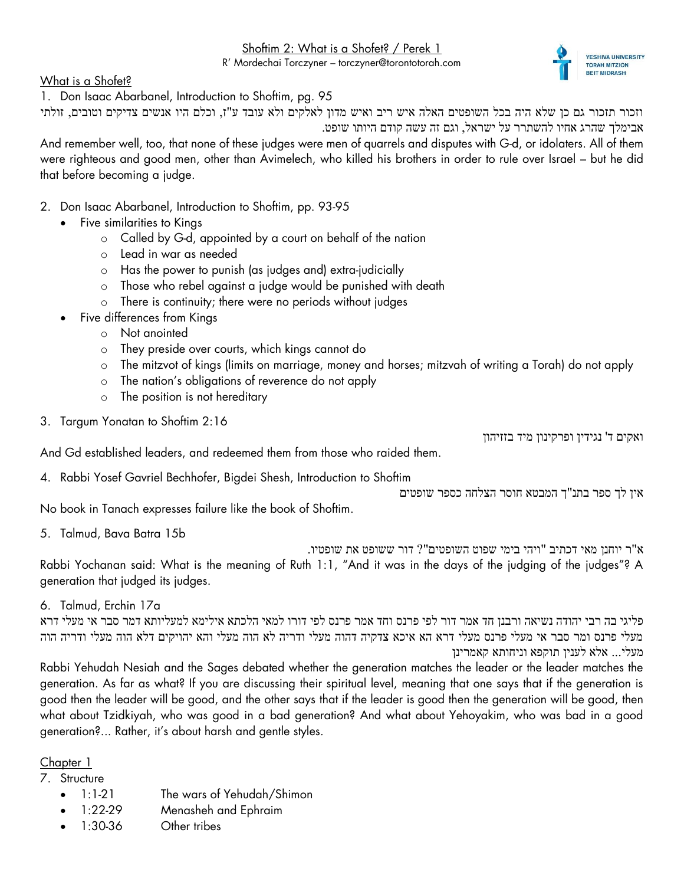# Shoftim 2: What is a Shofet? / Perek 1

R' Mordechai Torczyner – torczyner@torontotorah.com

## What is a Shofet?

1. Don Isaac Abarbanel, Introduction to Shoftim, pg. 95

וזכור תזכור גם כן שלא היה בכל השופטים האלה איש ריב ואיש מדון לאלקים ולא עובד ע"ז, וכלם היו אנשים צדיקים וטובים, זולתי אבימלך שהרג אחיו להשתרר על ישראל, וגם זה עשה קודם היותו שופט.

And remember well, too, that none of these judges were men of quarrels and disputes with G-d, or idolaters. All of them were righteous and good men, other than Avimelech, who killed his brothers in order to rule over Israel – but he did that before becoming a judge.

2. Don Isaac Abarbanel, Introduction to Shoftim, pp. 93-95
   - Five similarities to Kings
     - Called by G-d, appointed by a court on behalf of the nation
     - Lead in war as needed
     - Has the power to punish (as judges and) extra-judicially
     - Those who rebel against a judge would be punished with death
     - There is continuity; there were no periods without judges
   - Five differences from Kings
     - Not anointed
     - They preside over courts, which kings cannot do
     - The mitzvot of kings (limits on marriage, money and horses; mitzvah of writing a Torah) do not apply
     - The nation's obligations of reverence do not apply
     - The position is not hereditary

3. Targum Yonatan to Shoftim 2:16

ואקים ד' נגידין ופרקינון מיד בזזיהון

And Gd established leaders, and redeemed them from those who raided them.

4. Rabbi Yosef Gavriel Bechhofer, Bigdei Shesh, Introduction to Shoftim

אין לך ספר בתנ"ך המבטא חוסר הצלחה כספר שופטים

No book in Tanach expresses failure like the book of Shoftim.

5. Talmud, Bava Batra 15b

א"ר יוחנן מאי דכתיב "ויהי בימי שפוט השופטים"? דור ששופט את שופטיו.

Rabbi Yochanan said: What is the meaning of Ruth 1:1, "And it was in the days of the judging of the judges"? A generation that judged its judges.

6. Talmud, Erchin 17a

פליגי בה רבי יהודה נשיאה ורבנן חד אמר דור לפי פרנס וחד אמר פרנס לפי דורו למאי הלכתא אילימא למעליותא דמר סבר אי מעלי דרא מעלי פרנס ומר סבר אי מעלי פרנס מעלי דרא הא איכא צדקיה דהוה מעלי ודריה לא הוה מעלי והא יהויקים דלא הוה מעלי ודריה הוה מעלי... אלא לענין תוקפא וניחותא קאמרינן

Rabbi Yehudah Nesiah and the Sages debated whether the generation matches the leader or the leader matches the generation. As far as what? If you are discussing their spiritual level, meaning that one says that if the generation is good then the leader will be good, and the other says that if the leader is good then the generation will be good, then what about Tzidkiyah, who was good in a bad generation? And what about Yehoyakim, who was bad in a good generation?... Rather, it's about harsh and gentle styles.

## Chapter 1

7. Structure
   - 1:1-21 The wars of Yehudah/Shimon
   - 1:22-29 Menasheh and Ephraim
   - 1:30-36 Other tribes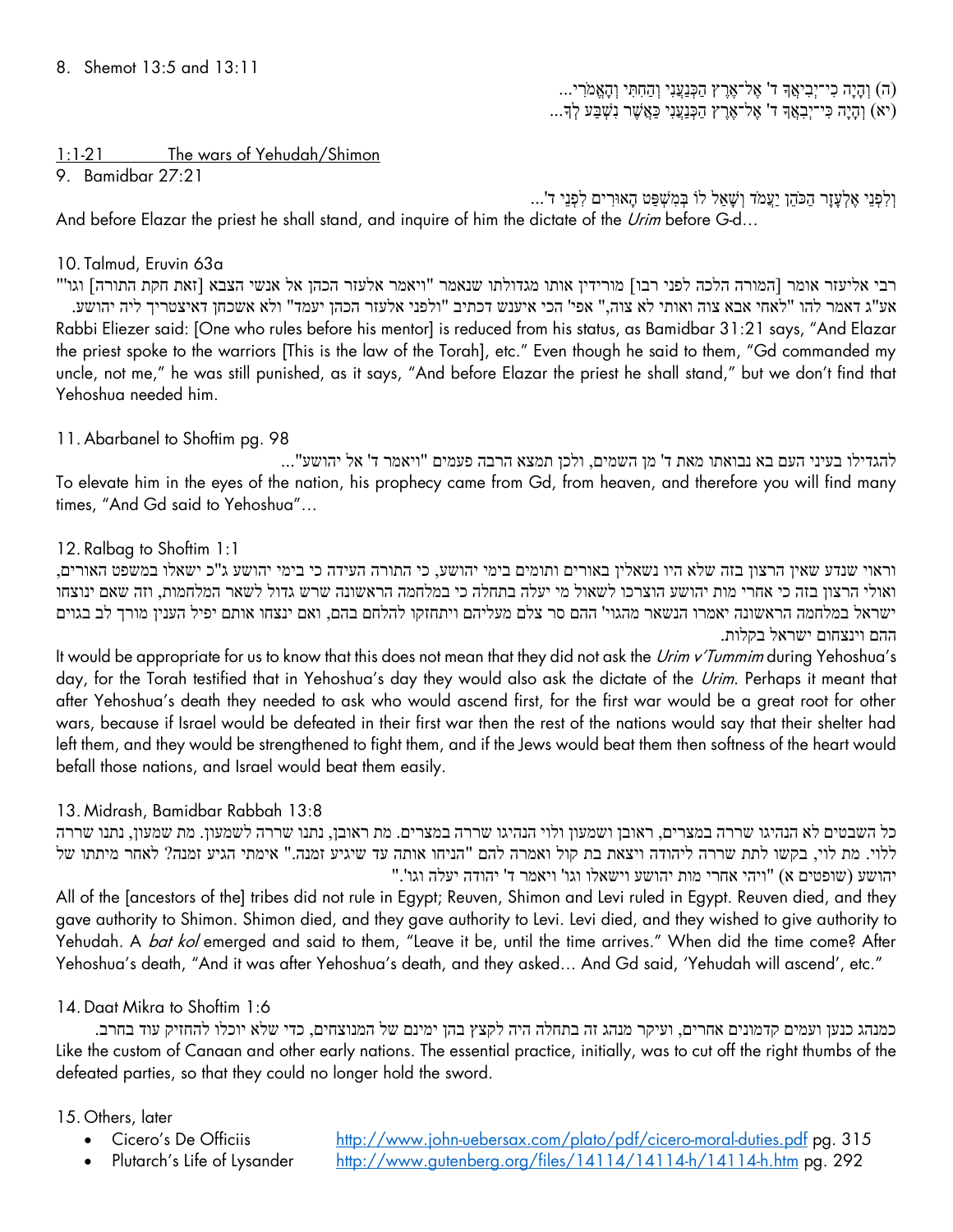8. Shemot 13:5 and 13:11

(ה) וְהָיָה כִי־יְבִיאֲךָ ד' אֶל־אֶרֶץ הַכְּנַעֲנִי וְהַחִתִּי וְהָאֱמֹרִי...
(יא) וְהָיָה כִּי־יְבִאֲךָ ד' אֶל־אֶרֶץ הַכְּנַעֲנִי כַּאֲשֶׁר נִשְׁבַּע לְךָ...

1:1-21 The wars of Yehudah/Shimon

9. Bamidbar 27:21

וְלִפְנֵי אֶלְעָזָר הַכֹּהֵן יַעֲמֹד וְשָׁאַל לוֹ בְּמִשְׁפַּט הָאוּרִים לִפְנֵי ד'...

And before Elazar the priest he shall stand, and inquire of him the dictate of the *Urim* before G-d…

10. Talmud, Eruvin 63a

רבי אליעזר אומר [המורה הלכה לפני רבו] מורידין אותו מגדולתו שנאמר "ויאמר אלעזר הכהן אל אנשי הצבא [זאת חקת התורה] וגו'" אע"ג דאמר להו "לאחי אבא צוה ואותי לא צוה," אפי' הכי איענש דכתיב "ולפני אלעזר הכהן יעמד" ולא אשכחן דאיצטריך ליה יהושע.

Rabbi Eliezer said: [One who rules before his mentor] is reduced from his status, as Bamidbar 31:21 says, "And Elazar the priest spoke to the warriors [This is the law of the Torah], etc." Even though he said to them, "Gd commanded my uncle, not me," he was still punished, as it says, "And before Elazar the priest he shall stand," but we don't find that Yehoshua needed him.

11. Abarbanel to Shoftim pg. 98

להגדילו בעיני העם בא נבואתו מאת ד' מן השמים, ולכן תמצא הרבה פעמים "ויאמר ד' אל יהושע"...

To elevate him in the eyes of the nation, his prophecy came from Gd, from heaven, and therefore you will find many times, "And Gd said to Yehoshua"…

12. Ralbag to Shoftim 1:1

וראוי שנדע שאין הרצון בזה שלא היו נשאלין באורים ותומים בימי יהושע, כי התורה העידה כי בימי יהושע ג"כ ישאלו במשפט האורים, ואולי הרצון בזה כי אחרי מות יהושע הוצרכו לשאול מי יעלה בתחלה כי במלחמה הראשונה שרש גדול לשאר המלחמות, וזה שאם ינוצחו ישראל במלחמה הראשונה יאמרו הנשאר מהגוי' ההם סר צלם מעליהם ויתחזקו להלחם בהם, ואם ינצחו אותם יפיל הענין מורך לב בגוים ההם וינצחום ישראל בקלות.

It would be appropriate for us to know that this does not mean that they did not ask the *Urim v'Tummim* during Yehoshua's day, for the Torah testified that in Yehoshua's day they would also ask the dictate of the *Urim*. Perhaps it meant that after Yehoshua's death they needed to ask who would ascend first, for the first war would be a great root for other wars, because if Israel would be defeated in their first war then the rest of the nations would say that their shelter had left them, and they would be strengthened to fight them, and if the Jews would beat them then softness of the heart would befall those nations, and Israel would beat them easily.

13. Midrash, Bamidbar Rabbah 13:8

כל השבטים לא הנהיגו שררה במצרים, ראובן ושמעון ולוי הנהיגו שררה במצרים. מת ראובן, נתנו שררה לשמעון. מת שמעון, נתנו שררה ללוי. מת לוי, בקשו לתת שררה ליהודה ויצאת בת קול ואמרה להם "הניחו אותה עד שיגיע זמנה." אימתי הגיע זמנה? לאחר מיתתו של יהושע (שופטים א) "ויהי אחרי מות יהושע וישאלו וגו' ויאמר ד' יהודה יעלה וגו'."

All of the [ancestors of the] tribes did not rule in Egypt; Reuven, Shimon and Levi ruled in Egypt. Reuven died, and they gave authority to Shimon. Shimon died, and they gave authority to Levi. Levi died, and they wished to give authority to Yehudah. A *bat kol* emerged and said to them, "Leave it be, until the time arrives." When did the time come? After Yehoshua's death, "And it was after Yehoshua's death, and they asked… And Gd said, 'Yehudah will ascend', etc."

14. Daat Mikra to Shoftim 1:6

כמנהג כנען ועמים קדמונים אחרים, ועיקר מנהג זה בתחלה היה לקצץ בהן ימינם של המנוצחים, כדי שלא יוכלו להחזיק עוד בחרב.

Like the custom of Canaan and other early nations. The essential practice, initially, was to cut off the right thumbs of the defeated parties, so that they could no longer hold the sword.

15. Others, later

- Cicero's De Officiis http://www.john-uebersax.com/plato/pdf/cicero-moral-duties.pdf pg. 315
- Plutarch's Life of Lysander http://www.gutenberg.org/files/14114/14114-h/14114-h.htm pg. 292